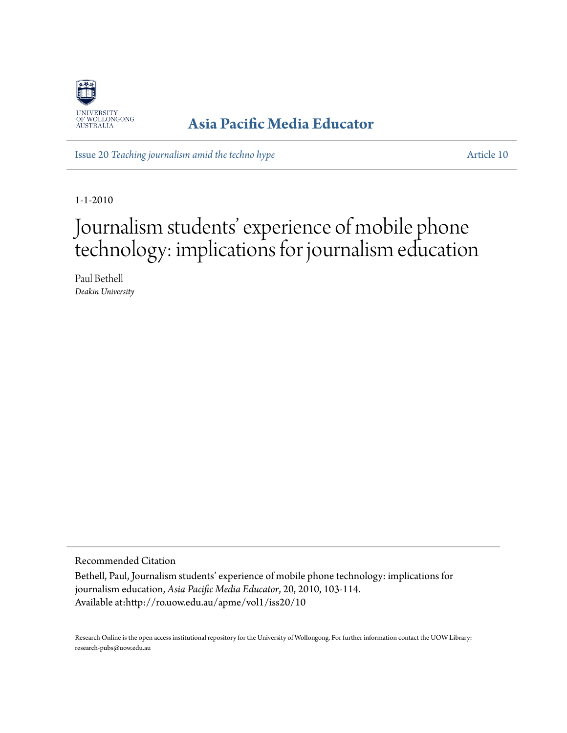UNIVERSITY OF WOLLONGONG AUSTRALIA

**Asia Pacific Media Educator**

Issue 20 *Teaching journalism amid the techno hype* — Article 10

1-1-2010

# Journalism students' experience of mobile phone technology: implications for journalism education

Paul Bethell
*Deakin University*

Recommended Citation

Bethell, Paul, Journalism students' experience of mobile phone technology: implications for journalism education, *Asia Pacific Media Educator*, 20, 2010, 103-114.
Available at:http://ro.uow.edu.au/apme/vol1/iss20/10

Research Online is the open access institutional repository for the University of Wollongong. For further information contact the UOW Library: research-pubs@uow.edu.au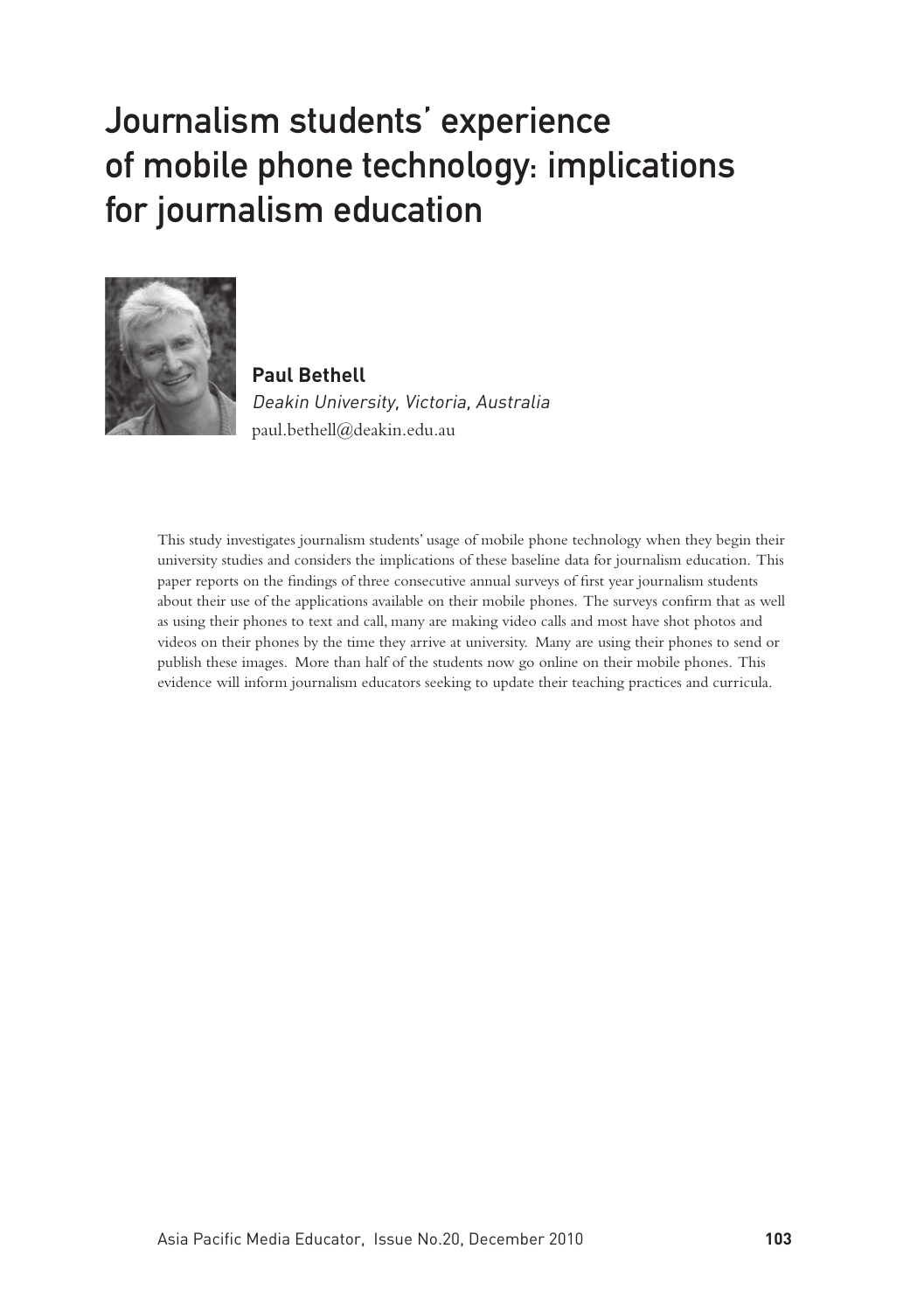# Journalism students' experience of mobile phone technology: implications for journalism education

**Paul Bethell**
*Deakin University, Victoria, Australia*
paul.bethell@deakin.edu.au

This study investigates journalism students' usage of mobile phone technology when they begin their university studies and considers the implications of these baseline data for journalism education. This paper reports on the findings of three consecutive annual surveys of first year journalism students about their use of the applications available on their mobile phones. The surveys confirm that as well as using their phones to text and call, many are making video calls and most have shot photos and videos on their phones by the time they arrive at university. Many are using their phones to send or publish these images. More than half of the students now go online on their mobile phones. This evidence will inform journalism educators seeking to update their teaching practices and curricula.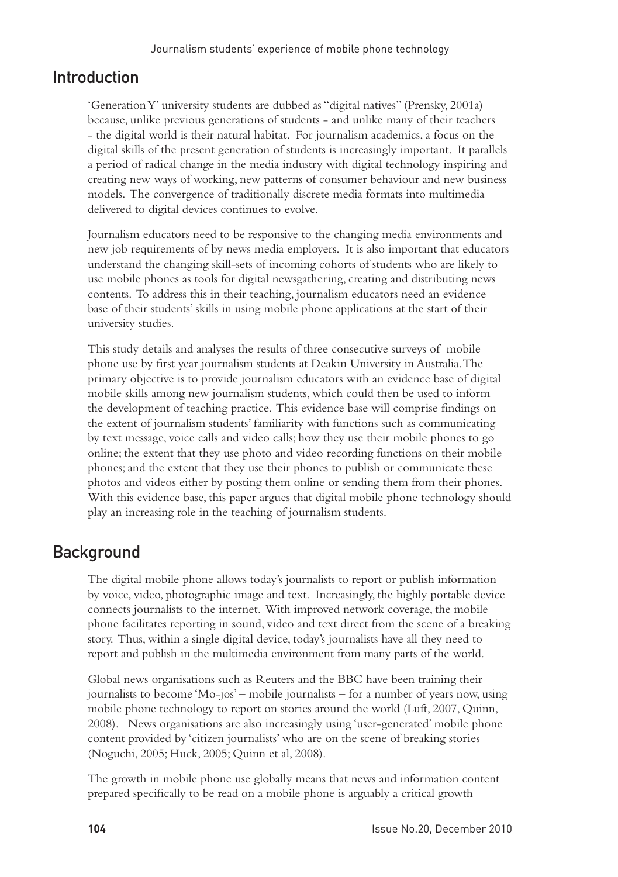## Introduction

'Generation Y' university students are dubbed as "digital natives" (Prensky, 2001a) because, unlike previous generations of students - and unlike many of their teachers - the digital world is their natural habitat. For journalism academics, a focus on the digital skills of the present generation of students is increasingly important. It parallels a period of radical change in the media industry with digital technology inspiring and creating new ways of working, new patterns of consumer behaviour and new business models. The convergence of traditionally discrete media formats into multimedia delivered to digital devices continues to evolve.

Journalism educators need to be responsive to the changing media environments and new job requirements of by news media employers. It is also important that educators understand the changing skill-sets of incoming cohorts of students who are likely to use mobile phones as tools for digital newsgathering, creating and distributing news contents. To address this in their teaching, journalism educators need an evidence base of their students' skills in using mobile phone applications at the start of their university studies.

This study details and analyses the results of three consecutive surveys of mobile phone use by first year journalism students at Deakin University in Australia. The primary objective is to provide journalism educators with an evidence base of digital mobile skills among new journalism students, which could then be used to inform the development of teaching practice. This evidence base will comprise findings on the extent of journalism students' familiarity with functions such as communicating by text message, voice calls and video calls; how they use their mobile phones to go online; the extent that they use photo and video recording functions on their mobile phones; and the extent that they use their phones to publish or communicate these photos and videos either by posting them online or sending them from their phones. With this evidence base, this paper argues that digital mobile phone technology should play an increasing role in the teaching of journalism students.

## Background

The digital mobile phone allows today's journalists to report or publish information by voice, video, photographic image and text. Increasingly, the highly portable device connects journalists to the internet. With improved network coverage, the mobile phone facilitates reporting in sound, video and text direct from the scene of a breaking story. Thus, within a single digital device, today's journalists have all they need to report and publish in the multimedia environment from many parts of the world.

Global news organisations such as Reuters and the BBC have been training their journalists to become 'Mo-jos' – mobile journalists – for a number of years now, using mobile phone technology to report on stories around the world (Luft, 2007, Quinn, 2008). News organisations are also increasingly using 'user-generated' mobile phone content provided by 'citizen journalists' who are on the scene of breaking stories (Noguchi, 2005; Huck, 2005; Quinn et al, 2008).

The growth in mobile phone use globally means that news and information content prepared specifically to be read on a mobile phone is arguably a critical growth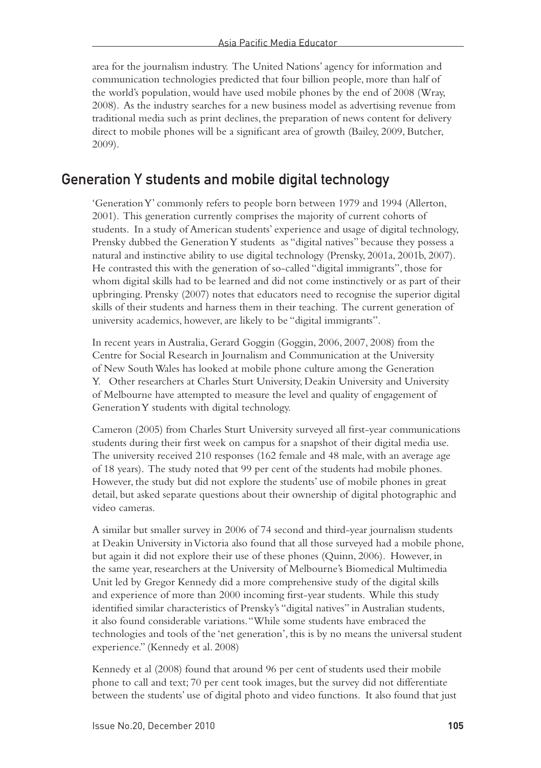area for the journalism industry. The United Nations' agency for information and communication technologies predicted that four billion people, more than half of the world's population, would have used mobile phones by the end of 2008 (Wray, 2008). As the industry searches for a new business model as advertising revenue from traditional media such as print declines, the preparation of news content for delivery direct to mobile phones will be a significant area of growth (Bailey, 2009, Butcher, 2009).

## Generation Y students and mobile digital technology

'Generation Y' commonly refers to people born between 1979 and 1994 (Allerton, 2001). This generation currently comprises the majority of current cohorts of students. In a study of American students' experience and usage of digital technology, Prensky dubbed the Generation Y students as "digital natives" because they possess a natural and instinctive ability to use digital technology (Prensky, 2001a, 2001b, 2007). He contrasted this with the generation of so-called "digital immigrants", those for whom digital skills had to be learned and did not come instinctively or as part of their upbringing. Prensky (2007) notes that educators need to recognise the superior digital skills of their students and harness them in their teaching. The current generation of university academics, however, are likely to be "digital immigrants".

In recent years in Australia, Gerard Goggin (Goggin, 2006, 2007, 2008) from the Centre for Social Research in Journalism and Communication at the University of New South Wales has looked at mobile phone culture among the Generation Y. Other researchers at Charles Sturt University, Deakin University and University of Melbourne have attempted to measure the level and quality of engagement of Generation Y students with digital technology.

Cameron (2005) from Charles Sturt University surveyed all first-year communications students during their first week on campus for a snapshot of their digital media use. The university received 210 responses (162 female and 48 male, with an average age of 18 years). The study noted that 99 per cent of the students had mobile phones. However, the study but did not explore the students' use of mobile phones in great detail, but asked separate questions about their ownership of digital photographic and video cameras.

A similar but smaller survey in 2006 of 74 second and third-year journalism students at Deakin University in Victoria also found that all those surveyed had a mobile phone, but again it did not explore their use of these phones (Quinn, 2006). However, in the same year, researchers at the University of Melbourne's Biomedical Multimedia Unit led by Gregor Kennedy did a more comprehensive study of the digital skills and experience of more than 2000 incoming first-year students. While this study identified similar characteristics of Prensky's "digital natives" in Australian students, it also found considerable variations. "While some students have embraced the technologies and tools of the 'net generation', this is by no means the universal student experience." (Kennedy et al. 2008)

Kennedy et al (2008) found that around 96 per cent of students used their mobile phone to call and text; 70 per cent took images, but the survey did not differentiate between the students' use of digital photo and video functions. It also found that just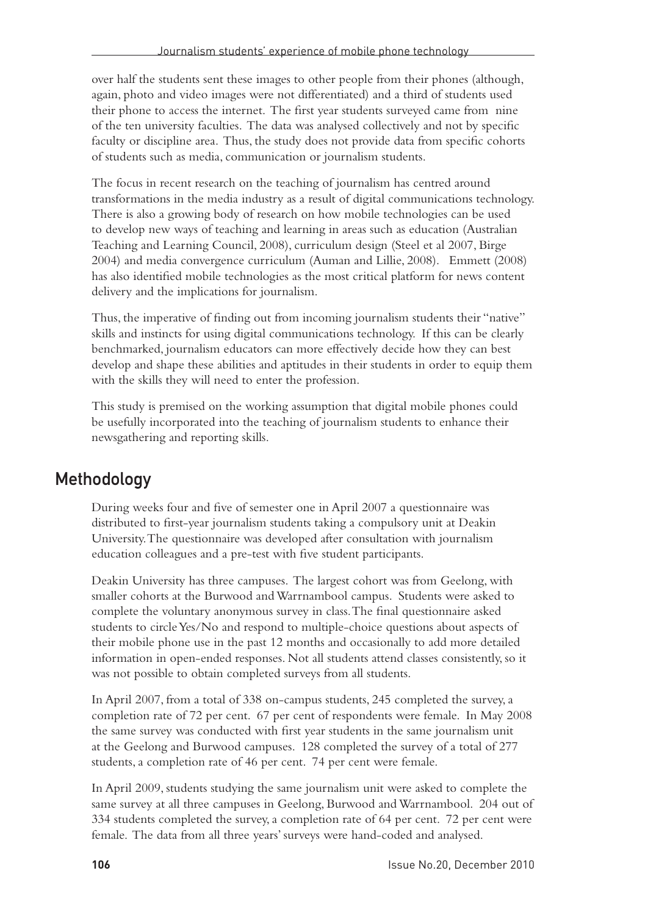over half the students sent these images to other people from their phones (although, again, photo and video images were not differentiated) and a third of students used their phone to access the internet. The first year students surveyed came from nine of the ten university faculties. The data was analysed collectively and not by specific faculty or discipline area. Thus, the study does not provide data from specific cohorts of students such as media, communication or journalism students.

The focus in recent research on the teaching of journalism has centred around transformations in the media industry as a result of digital communications technology. There is also a growing body of research on how mobile technologies can be used to develop new ways of teaching and learning in areas such as education (Australian Teaching and Learning Council, 2008), curriculum design (Steel et al 2007, Birge 2004) and media convergence curriculum (Auman and Lillie, 2008). Emmett (2008) has also identified mobile technologies as the most critical platform for news content delivery and the implications for journalism.

Thus, the imperative of finding out from incoming journalism students their "native" skills and instincts for using digital communications technology. If this can be clearly benchmarked, journalism educators can more effectively decide how they can best develop and shape these abilities and aptitudes in their students in order to equip them with the skills they will need to enter the profession.

This study is premised on the working assumption that digital mobile phones could be usefully incorporated into the teaching of journalism students to enhance their newsgathering and reporting skills.

## Methodology

During weeks four and five of semester one in April 2007 a questionnaire was distributed to first-year journalism students taking a compulsory unit at Deakin University. The questionnaire was developed after consultation with journalism education colleagues and a pre-test with five student participants.

Deakin University has three campuses. The largest cohort was from Geelong, with smaller cohorts at the Burwood and Warrnambool campus. Students were asked to complete the voluntary anonymous survey in class. The final questionnaire asked students to circle Yes/No and respond to multiple-choice questions about aspects of their mobile phone use in the past 12 months and occasionally to add more detailed information in open-ended responses. Not all students attend classes consistently, so it was not possible to obtain completed surveys from all students.

In April 2007, from a total of 338 on-campus students, 245 completed the survey, a completion rate of 72 per cent. 67 per cent of respondents were female. In May 2008 the same survey was conducted with first year students in the same journalism unit at the Geelong and Burwood campuses. 128 completed the survey of a total of 277 students, a completion rate of 46 per cent. 74 per cent were female.

In April 2009, students studying the same journalism unit were asked to complete the same survey at all three campuses in Geelong, Burwood and Warrnambool. 204 out of 334 students completed the survey, a completion rate of 64 per cent. 72 per cent were female. The data from all three years' surveys were hand-coded and analysed.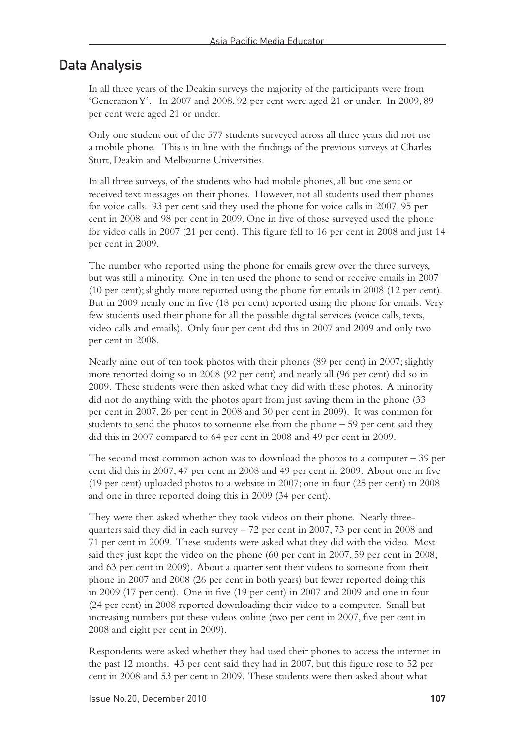## Data Analysis

In all three years of the Deakin surveys the majority of the participants were from 'Generation Y'. In 2007 and 2008, 92 per cent were aged 21 or under. In 2009, 89 per cent were aged 21 or under.

Only one student out of the 577 students surveyed across all three years did not use a mobile phone. This is in line with the findings of the previous surveys at Charles Sturt, Deakin and Melbourne Universities.

In all three surveys, of the students who had mobile phones, all but one sent or received text messages on their phones. However, not all students used their phones for voice calls. 93 per cent said they used the phone for voice calls in 2007, 95 per cent in 2008 and 98 per cent in 2009. One in five of those surveyed used the phone for video calls in 2007 (21 per cent). This figure fell to 16 per cent in 2008 and just 14 per cent in 2009.

The number who reported using the phone for emails grew over the three surveys, but was still a minority. One in ten used the phone to send or receive emails in 2007 (10 per cent); slightly more reported using the phone for emails in 2008 (12 per cent). But in 2009 nearly one in five (18 per cent) reported using the phone for emails. Very few students used their phone for all the possible digital services (voice calls, texts, video calls and emails). Only four per cent did this in 2007 and 2009 and only two per cent in 2008.

Nearly nine out of ten took photos with their phones (89 per cent) in 2007; slightly more reported doing so in 2008 (92 per cent) and nearly all (96 per cent) did so in 2009. These students were then asked what they did with these photos. A minority did not do anything with the photos apart from just saving them in the phone (33 per cent in 2007, 26 per cent in 2008 and 30 per cent in 2009). It was common for students to send the photos to someone else from the phone – 59 per cent said they did this in 2007 compared to 64 per cent in 2008 and 49 per cent in 2009.

The second most common action was to download the photos to a computer – 39 per cent did this in 2007, 47 per cent in 2008 and 49 per cent in 2009. About one in five (19 per cent) uploaded photos to a website in 2007; one in four (25 per cent) in 2008 and one in three reported doing this in 2009 (34 per cent).

They were then asked whether they took videos on their phone. Nearly three-quarters said they did in each survey – 72 per cent in 2007, 73 per cent in 2008 and 71 per cent in 2009. These students were asked what they did with the video. Most said they just kept the video on the phone (60 per cent in 2007, 59 per cent in 2008, and 63 per cent in 2009). About a quarter sent their videos to someone from their phone in 2007 and 2008 (26 per cent in both years) but fewer reported doing this in 2009 (17 per cent). One in five (19 per cent) in 2007 and 2009 and one in four (24 per cent) in 2008 reported downloading their video to a computer. Small but increasing numbers put these videos online (two per cent in 2007, five per cent in 2008 and eight per cent in 2009).

Respondents were asked whether they had used their phones to access the internet in the past 12 months. 43 per cent said they had in 2007, but this figure rose to 52 per cent in 2008 and 53 per cent in 2009. These students were then asked about what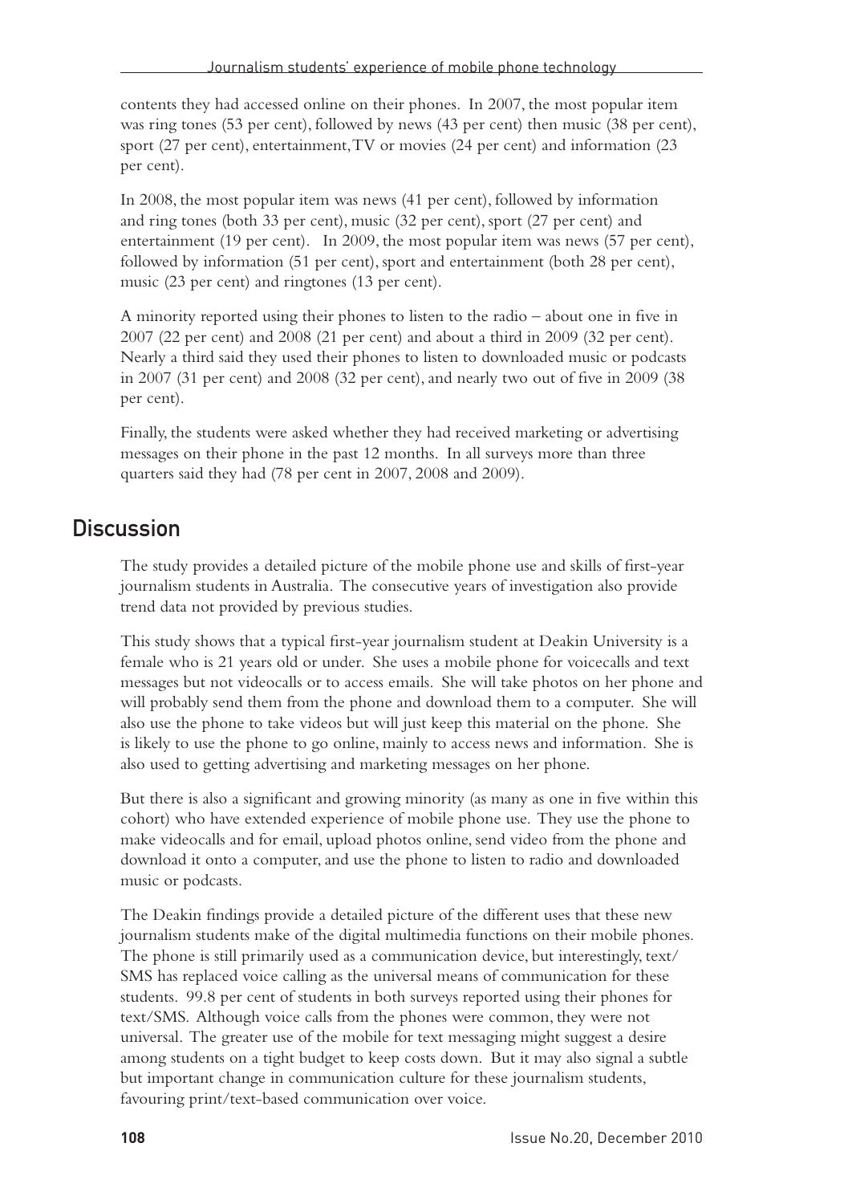contents they had accessed online on their phones. In 2007, the most popular item was ring tones (53 per cent), followed by news (43 per cent) then music (38 per cent), sport (27 per cent), entertainment, TV or movies (24 per cent) and information (23 per cent).

In 2008, the most popular item was news (41 per cent), followed by information and ring tones (both 33 per cent), music (32 per cent), sport (27 per cent) and entertainment (19 per cent). In 2009, the most popular item was news (57 per cent), followed by information (51 per cent), sport and entertainment (both 28 per cent), music (23 per cent) and ringtones (13 per cent).

A minority reported using their phones to listen to the radio – about one in five in 2007 (22 per cent) and 2008 (21 per cent) and about a third in 2009 (32 per cent). Nearly a third said they used their phones to listen to downloaded music or podcasts in 2007 (31 per cent) and 2008 (32 per cent), and nearly two out of five in 2009 (38 per cent).

Finally, the students were asked whether they had received marketing or advertising messages on their phone in the past 12 months. In all surveys more than three quarters said they had (78 per cent in 2007, 2008 and 2009).

## Discussion

The study provides a detailed picture of the mobile phone use and skills of first-year journalism students in Australia. The consecutive years of investigation also provide trend data not provided by previous studies.

This study shows that a typical first-year journalism student at Deakin University is a female who is 21 years old or under. She uses a mobile phone for voicecalls and text messages but not videocalls or to access emails. She will take photos on her phone and will probably send them from the phone and download them to a computer. She will also use the phone to take videos but will just keep this material on the phone. She is likely to use the phone to go online, mainly to access news and information. She is also used to getting advertising and marketing messages on her phone.

But there is also a significant and growing minority (as many as one in five within this cohort) who have extended experience of mobile phone use. They use the phone to make videocalls and for email, upload photos online, send video from the phone and download it onto a computer, and use the phone to listen to radio and downloaded music or podcasts.

The Deakin findings provide a detailed picture of the different uses that these new journalism students make of the digital multimedia functions on their mobile phones. The phone is still primarily used as a communication device, but interestingly, text/SMS has replaced voice calling as the universal means of communication for these students. 99.8 per cent of students in both surveys reported using their phones for text/SMS. Although voice calls from the phones were common, they were not universal. The greater use of the mobile for text messaging might suggest a desire among students on a tight budget to keep costs down. But it may also signal a subtle but important change in communication culture for these journalism students, favouring print/text-based communication over voice.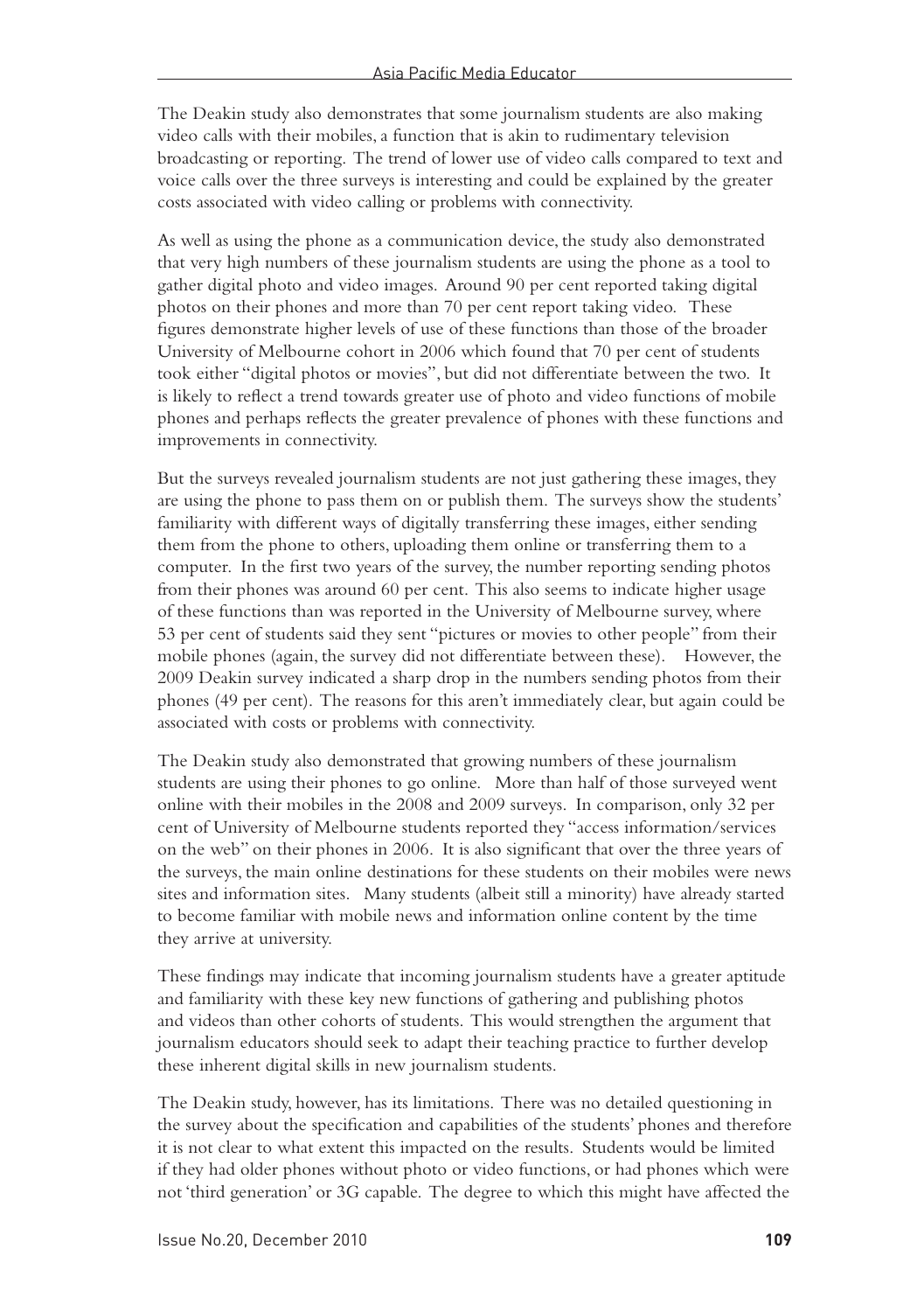The Deakin study also demonstrates that some journalism students are also making video calls with their mobiles, a function that is akin to rudimentary television broadcasting or reporting. The trend of lower use of video calls compared to text and voice calls over the three surveys is interesting and could be explained by the greater costs associated with video calling or problems with connectivity.

As well as using the phone as a communication device, the study also demonstrated that very high numbers of these journalism students are using the phone as a tool to gather digital photo and video images. Around 90 per cent reported taking digital photos on their phones and more than 70 per cent report taking video. These figures demonstrate higher levels of use of these functions than those of the broader University of Melbourne cohort in 2006 which found that 70 per cent of students took either "digital photos or movies", but did not differentiate between the two. It is likely to reflect a trend towards greater use of photo and video functions of mobile phones and perhaps reflects the greater prevalence of phones with these functions and improvements in connectivity.

But the surveys revealed journalism students are not just gathering these images, they are using the phone to pass them on or publish them. The surveys show the students' familiarity with different ways of digitally transferring these images, either sending them from the phone to others, uploading them online or transferring them to a computer. In the first two years of the survey, the number reporting sending photos from their phones was around 60 per cent. This also seems to indicate higher usage of these functions than was reported in the University of Melbourne survey, where 53 per cent of students said they sent "pictures or movies to other people" from their mobile phones (again, the survey did not differentiate between these). However, the 2009 Deakin survey indicated a sharp drop in the numbers sending photos from their phones (49 per cent). The reasons for this aren't immediately clear, but again could be associated with costs or problems with connectivity.

The Deakin study also demonstrated that growing numbers of these journalism students are using their phones to go online. More than half of those surveyed went online with their mobiles in the 2008 and 2009 surveys. In comparison, only 32 per cent of University of Melbourne students reported they "access information/services on the web" on their phones in 2006. It is also significant that over the three years of the surveys, the main online destinations for these students on their mobiles were news sites and information sites. Many students (albeit still a minority) have already started to become familiar with mobile news and information online content by the time they arrive at university.

These findings may indicate that incoming journalism students have a greater aptitude and familiarity with these key new functions of gathering and publishing photos and videos than other cohorts of students. This would strengthen the argument that journalism educators should seek to adapt their teaching practice to further develop these inherent digital skills in new journalism students.

The Deakin study, however, has its limitations. There was no detailed questioning in the survey about the specification and capabilities of the students' phones and therefore it is not clear to what extent this impacted on the results. Students would be limited if they had older phones without photo or video functions, or had phones which were not 'third generation' or 3G capable. The degree to which this might have affected the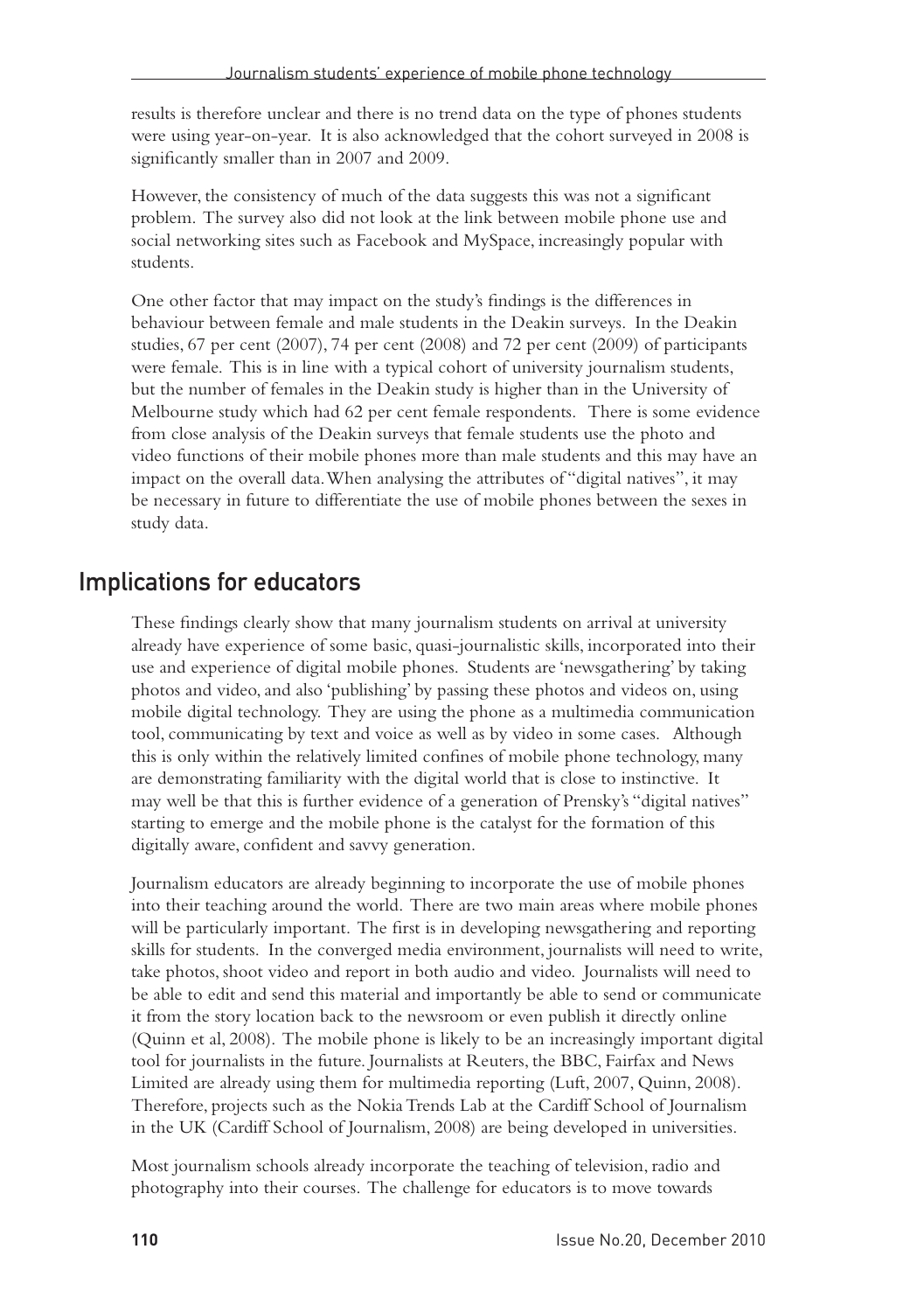results is therefore unclear and there is no trend data on the type of phones students were using year-on-year. It is also acknowledged that the cohort surveyed in 2008 is significantly smaller than in 2007 and 2009.

However, the consistency of much of the data suggests this was not a significant problem. The survey also did not look at the link between mobile phone use and social networking sites such as Facebook and MySpace, increasingly popular with students.

One other factor that may impact on the study's findings is the differences in behaviour between female and male students in the Deakin surveys. In the Deakin studies, 67 per cent (2007), 74 per cent (2008) and 72 per cent (2009) of participants were female. This is in line with a typical cohort of university journalism students, but the number of females in the Deakin study is higher than in the University of Melbourne study which had 62 per cent female respondents. There is some evidence from close analysis of the Deakin surveys that female students use the photo and video functions of their mobile phones more than male students and this may have an impact on the overall data. When analysing the attributes of "digital natives", it may be necessary in future to differentiate the use of mobile phones between the sexes in study data.

## Implications for educators

These findings clearly show that many journalism students on arrival at university already have experience of some basic, quasi-journalistic skills, incorporated into their use and experience of digital mobile phones. Students are 'newsgathering' by taking photos and video, and also 'publishing' by passing these photos and videos on, using mobile digital technology. They are using the phone as a multimedia communication tool, communicating by text and voice as well as by video in some cases. Although this is only within the relatively limited confines of mobile phone technology, many are demonstrating familiarity with the digital world that is close to instinctive. It may well be that this is further evidence of a generation of Prensky's "digital natives" starting to emerge and the mobile phone is the catalyst for the formation of this digitally aware, confident and savvy generation.

Journalism educators are already beginning to incorporate the use of mobile phones into their teaching around the world. There are two main areas where mobile phones will be particularly important. The first is in developing newsgathering and reporting skills for students. In the converged media environment, journalists will need to write, take photos, shoot video and report in both audio and video. Journalists will need to be able to edit and send this material and importantly be able to send or communicate it from the story location back to the newsroom or even publish it directly online (Quinn et al, 2008). The mobile phone is likely to be an increasingly important digital tool for journalists in the future. Journalists at Reuters, the BBC, Fairfax and News Limited are already using them for multimedia reporting (Luft, 2007, Quinn, 2008). Therefore, projects such as the Nokia Trends Lab at the Cardiff School of Journalism in the UK (Cardiff School of Journalism, 2008) are being developed in universities.

Most journalism schools already incorporate the teaching of television, radio and photography into their courses. The challenge for educators is to move towards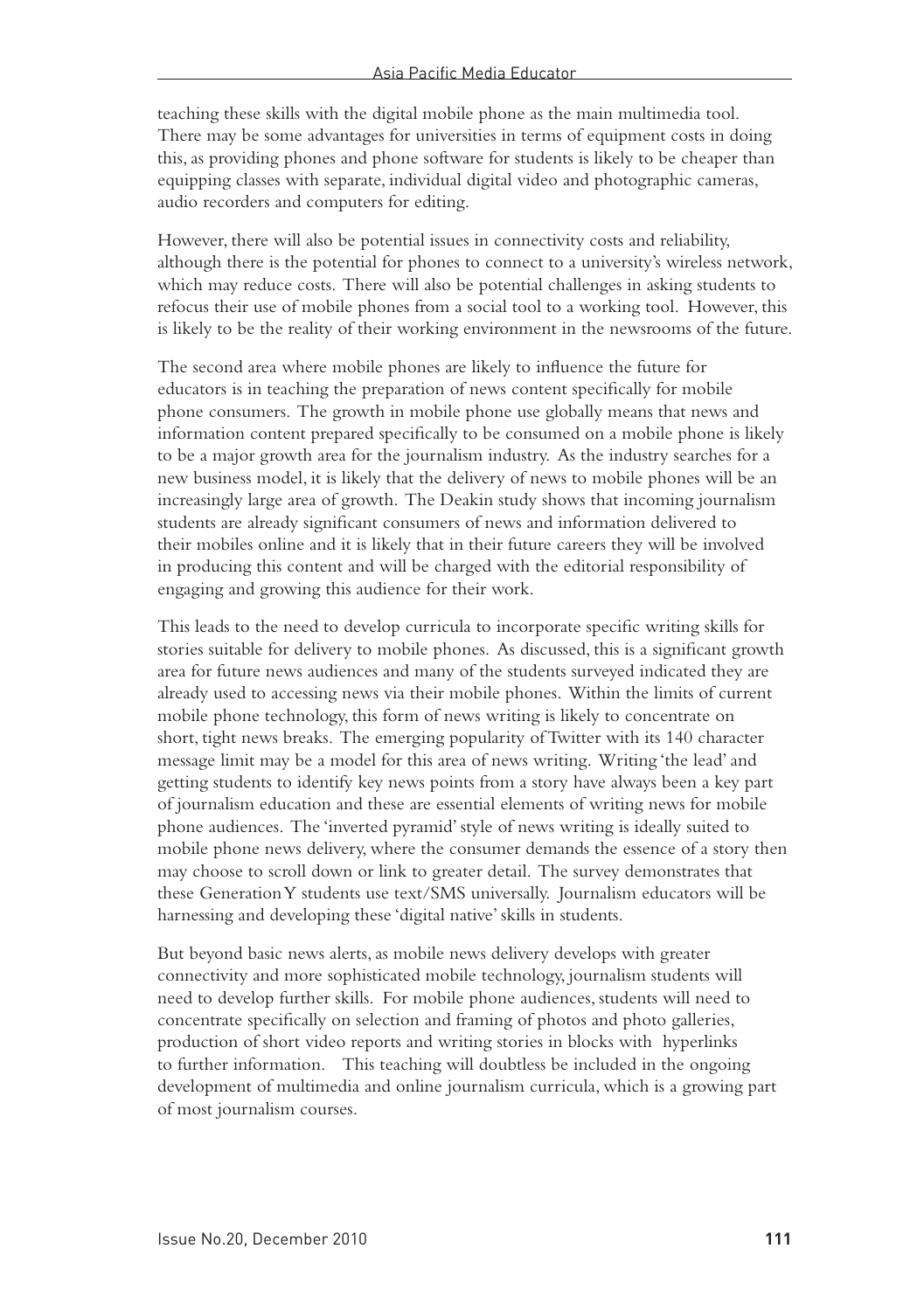teaching these skills with the digital mobile phone as the main multimedia tool. There may be some advantages for universities in terms of equipment costs in doing this, as providing phones and phone software for students is likely to be cheaper than equipping classes with separate, individual digital video and photographic cameras, audio recorders and computers for editing.

However, there will also be potential issues in connectivity costs and reliability, although there is the potential for phones to connect to a university's wireless network, which may reduce costs. There will also be potential challenges in asking students to refocus their use of mobile phones from a social tool to a working tool. However, this is likely to be the reality of their working environment in the newsrooms of the future.

The second area where mobile phones are likely to influence the future for educators is in teaching the preparation of news content specifically for mobile phone consumers. The growth in mobile phone use globally means that news and information content prepared specifically to be consumed on a mobile phone is likely to be a major growth area for the journalism industry. As the industry searches for a new business model, it is likely that the delivery of news to mobile phones will be an increasingly large area of growth. The Deakin study shows that incoming journalism students are already significant consumers of news and information delivered to their mobiles online and it is likely that in their future careers they will be involved in producing this content and will be charged with the editorial responsibility of engaging and growing this audience for their work.

This leads to the need to develop curricula to incorporate specific writing skills for stories suitable for delivery to mobile phones. As discussed, this is a significant growth area for future news audiences and many of the students surveyed indicated they are already used to accessing news via their mobile phones. Within the limits of current mobile phone technology, this form of news writing is likely to concentrate on short, tight news breaks. The emerging popularity of Twitter with its 140 character message limit may be a model for this area of news writing. Writing 'the lead' and getting students to identify key news points from a story have always been a key part of journalism education and these are essential elements of writing news for mobile phone audiences. The 'inverted pyramid' style of news writing is ideally suited to mobile phone news delivery, where the consumer demands the essence of a story then may choose to scroll down or link to greater detail. The survey demonstrates that these Generation Y students use text/SMS universally. Journalism educators will be harnessing and developing these 'digital native' skills in students.

But beyond basic news alerts, as mobile news delivery develops with greater connectivity and more sophisticated mobile technology, journalism students will need to develop further skills. For mobile phone audiences, students will need to concentrate specifically on selection and framing of photos and photo galleries, production of short video reports and writing stories in blocks with hyperlinks to further information. This teaching will doubtless be included in the ongoing development of multimedia and online journalism curricula, which is a growing part of most journalism courses.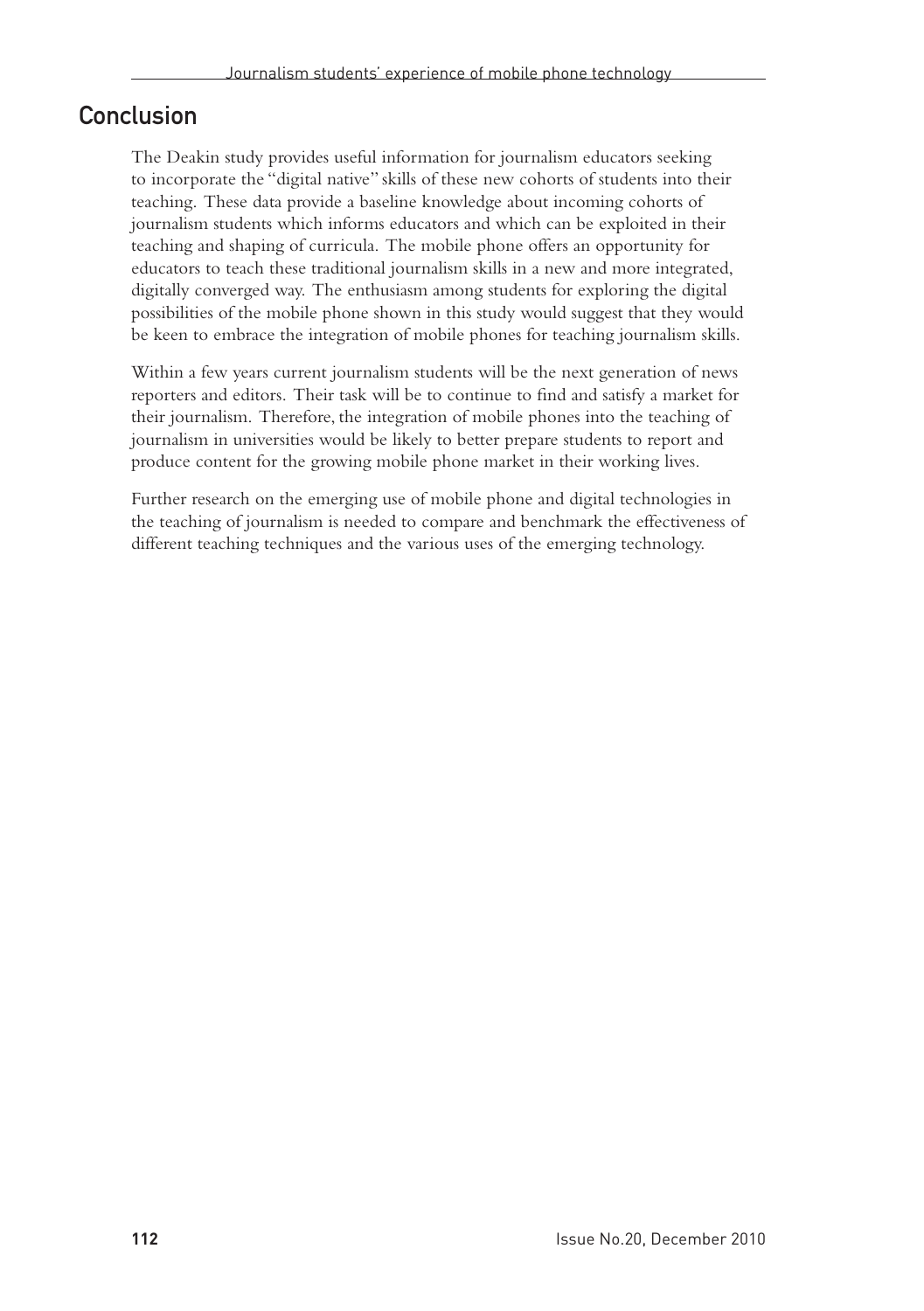## Conclusion

The Deakin study provides useful information for journalism educators seeking to incorporate the "digital native" skills of these new cohorts of students into their teaching. These data provide a baseline knowledge about incoming cohorts of journalism students which informs educators and which can be exploited in their teaching and shaping of curricula. The mobile phone offers an opportunity for educators to teach these traditional journalism skills in a new and more integrated, digitally converged way. The enthusiasm among students for exploring the digital possibilities of the mobile phone shown in this study would suggest that they would be keen to embrace the integration of mobile phones for teaching journalism skills.

Within a few years current journalism students will be the next generation of news reporters and editors. Their task will be to continue to find and satisfy a market for their journalism. Therefore, the integration of mobile phones into the teaching of journalism in universities would be likely to better prepare students to report and produce content for the growing mobile phone market in their working lives.

Further research on the emerging use of mobile phone and digital technologies in the teaching of journalism is needed to compare and benchmark the effectiveness of different teaching techniques and the various uses of the emerging technology.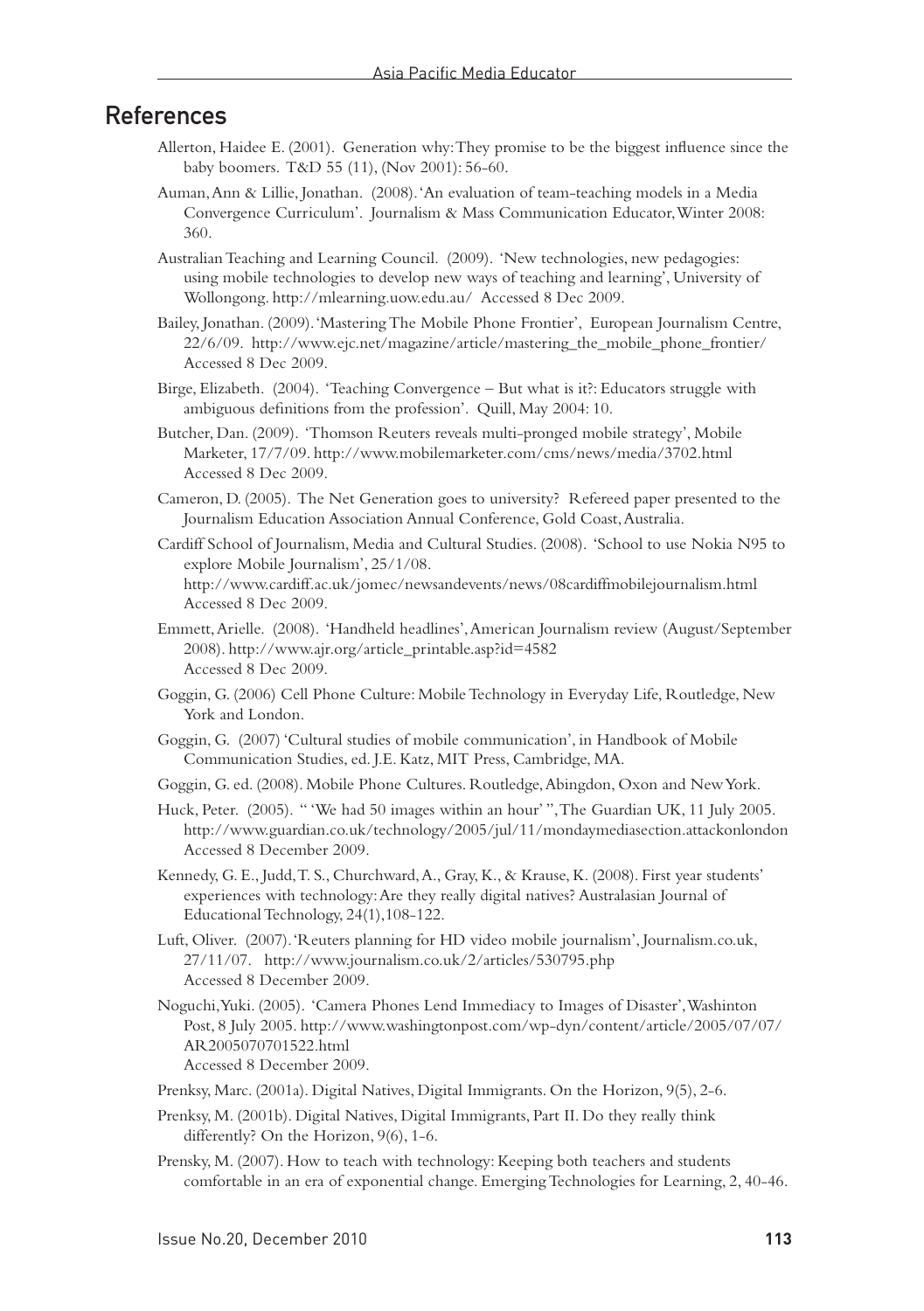## References

Allerton, Haidee E. (2001). Generation why: They promise to be the biggest influence since the baby boomers. T&D 55 (11), (Nov 2001): 56-60.

Auman, Ann & Lillie, Jonathan. (2008). 'An evaluation of team-teaching models in a Media Convergence Curriculum'. Journalism & Mass Communication Educator, Winter 2008: 360.

Australian Teaching and Learning Council. (2009). 'New technologies, new pedagogies: using mobile technologies to develop new ways of teaching and learning', University of Wollongong. http://mlearning.uow.edu.au/ Accessed 8 Dec 2009.

Bailey, Jonathan. (2009). 'Mastering The Mobile Phone Frontier', European Journalism Centre, 22/6/09. http://www.ejc.net/magazine/article/mastering_the_mobile_phone_frontier/ Accessed 8 Dec 2009.

Birge, Elizabeth. (2004). 'Teaching Convergence – But what is it?: Educators struggle with ambiguous definitions from the profession'. Quill, May 2004: 10.

Butcher, Dan. (2009). 'Thomson Reuters reveals multi-pronged mobile strategy', Mobile Marketer, 17/7/09. http://www.mobilemarketer.com/cms/news/media/3702.html Accessed 8 Dec 2009.

Cameron, D. (2005). The Net Generation goes to university? Refereed paper presented to the Journalism Education Association Annual Conference, Gold Coast, Australia.

Cardiff School of Journalism, Media and Cultural Studies. (2008). 'School to use Nokia N95 to explore Mobile Journalism', 25/1/08. http://www.cardiff.ac.uk/jomec/newsandevents/news/08cardiffmobilejournalism.html Accessed 8 Dec 2009.

Emmett, Arielle. (2008). 'Handheld headlines', American Journalism review (August/September 2008). http://www.ajr.org/article_printable.asp?id=4582 Accessed 8 Dec 2009.

Goggin, G. (2006) Cell Phone Culture: Mobile Technology in Everyday Life, Routledge, New York and London.

Goggin, G. (2007) 'Cultural studies of mobile communication', in Handbook of Mobile Communication Studies, ed. J.E. Katz, MIT Press, Cambridge, MA.

Goggin, G. ed. (2008). Mobile Phone Cultures. Routledge, Abingdon, Oxon and New York.

Huck, Peter. (2005). " 'We had 50 images within an hour' ", The Guardian UK, 11 July 2005. http://www.guardian.co.uk/technology/2005/jul/11/mondaymediasection.attackonlondon Accessed 8 December 2009.

Kennedy, G. E., Judd, T. S., Churchward, A., Gray, K., & Krause, K. (2008). First year students' experiences with technology: Are they really digital natives? Australasian Journal of Educational Technology, 24(1), 108-122.

Luft, Oliver. (2007). 'Reuters planning for HD video mobile journalism', Journalism.co.uk, 27/11/07. http://www.journalism.co.uk/2/articles/530795.php Accessed 8 December 2009.

Noguchi, Yuki. (2005). 'Camera Phones Lend Immediacy to Images of Disaster', Washinton Post, 8 July 2005. http://www.washingtonpost.com/wp-dyn/content/article/2005/07/07/AR2005070701522.html Accessed 8 December 2009.

Prenksy, Marc. (2001a). Digital Natives, Digital Immigrants. On the Horizon, 9(5), 2-6.

Prenksy, M. (2001b). Digital Natives, Digital Immigrants, Part II. Do they really think differently? On the Horizon, 9(6), 1-6.

Prensky, M. (2007). How to teach with technology: Keeping both teachers and students comfortable in an era of exponential change. Emerging Technologies for Learning, 2, 40-46.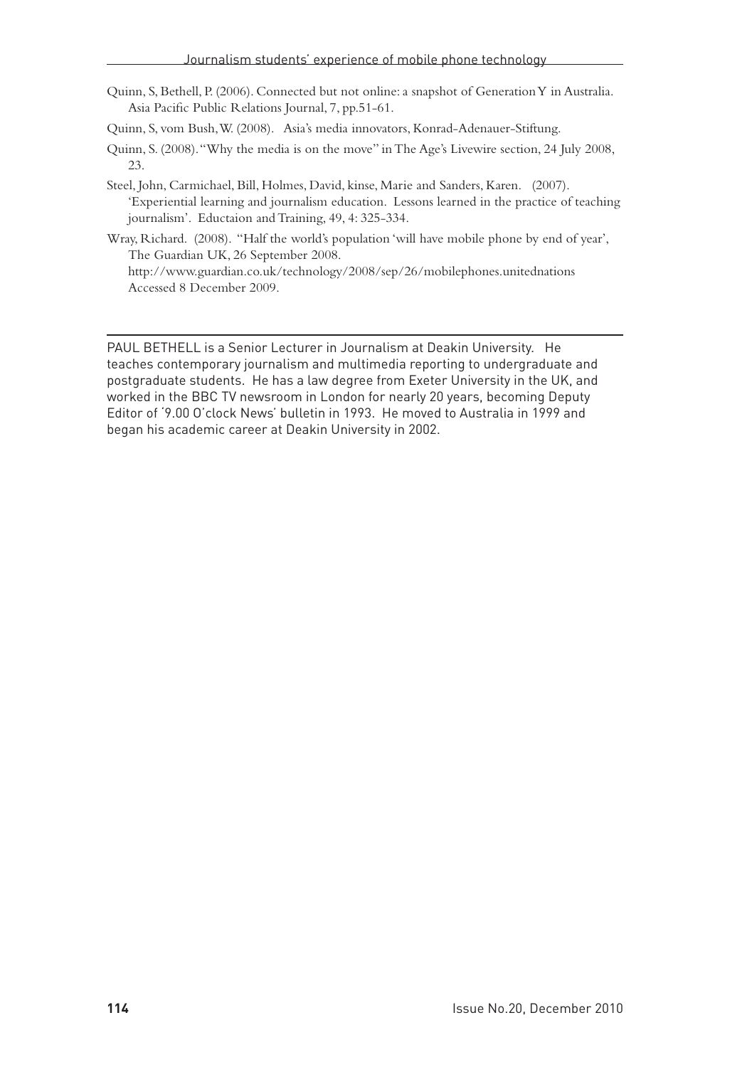Quinn, S, Bethell, P. (2006). Connected but not online: a snapshot of Generation Y in Australia. Asia Pacific Public Relations Journal, 7, pp.51-61.

Quinn, S, vom Bush, W. (2008). Asia's media innovators, Konrad-Adenauer-Stiftung.

Quinn, S. (2008). "Why the media is on the move" in The Age's Livewire section, 24 July 2008, 23.

Steel, John, Carmichael, Bill, Holmes, David, kinse, Marie and Sanders, Karen. (2007). 'Experiential learning and journalism education. Lessons learned in the practice of teaching journalism'. Eductaion and Training, 49, 4: 325-334.

Wray, Richard. (2008). "Half the world's population 'will have mobile phone by end of year', The Guardian UK, 26 September 2008. http://www.guardian.co.uk/technology/2008/sep/26/mobilephones.unitednations Accessed 8 December 2009.

---

PAUL BETHELL is a Senior Lecturer in Journalism at Deakin University. He teaches contemporary journalism and multimedia reporting to undergraduate and postgraduate students. He has a law degree from Exeter University in the UK, and worked in the BBC TV newsroom in London for nearly 20 years, becoming Deputy Editor of '9.00 O'clock News' bulletin in 1993. He moved to Australia in 1999 and began his academic career at Deakin University in 2002.